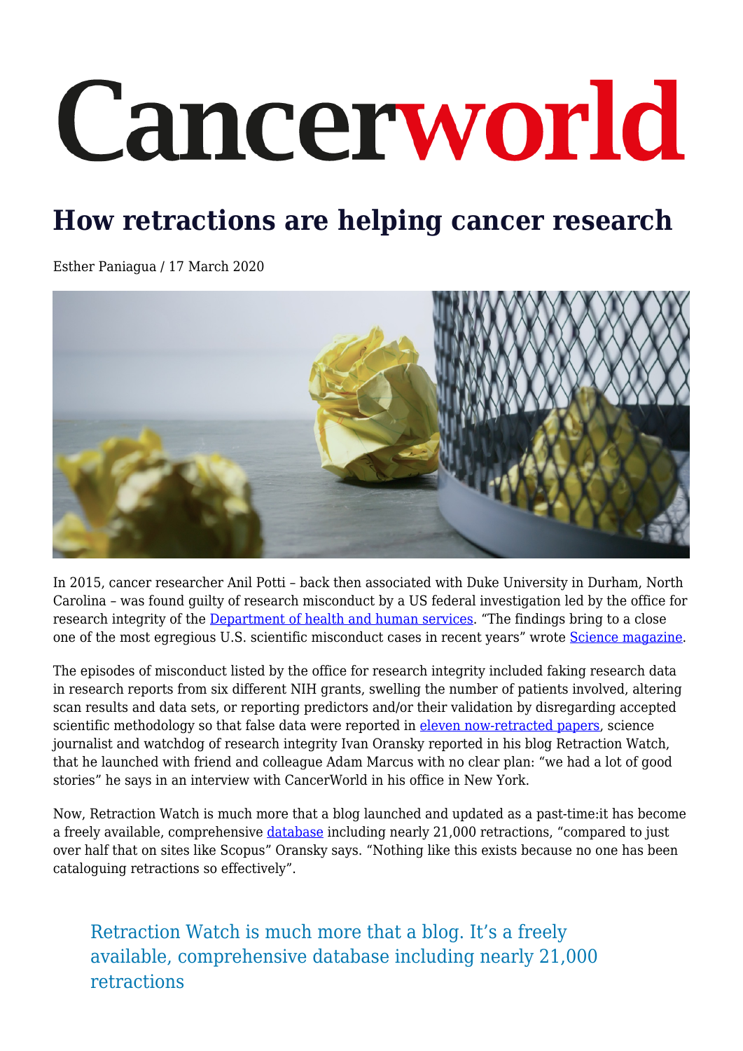# Cancerworld

## How retractions are helping cancer research

Esther Paniagua / 17 March 2020

In 2015, cancer researcher Anil Potti – back then associated with Duke University in Durham, North Carolina – was found guilty of research misconduct by a US federal investigation led by the office for research integrity of the Department of health and human services. "The findings bring to a close one of the most egregious U.S. scientific misconduct cases in recent years" wrote Science magazine.

The episodes of misconduct listed by the office for research integrity included faking research data in research reports from six different NIH grants, swelling the number of patients involved, altering scan results and data sets, or reporting predictors and/or their validation by disregarding accepted scientific methodology so that false data were reported in eleven now-retracted papers, science journalist and watchdog of research integrity Ivan Oransky reported in his blog Retraction Watch, that he launched with friend and colleague Adam Marcus with no clear plan: "we had a lot of good stories" he says in an interview with CancerWorld in his office in New York.

Now, Retraction Watch is much more that a blog launched and updated as a past-time:it has become a freely available, comprehensive database including nearly 21,000 retractions, "compared to just over half that on sites like Scopus" Oransky says. "Nothing like this exists because no one has been cataloguing retractions so effectively".

> Retraction Watch is much more that a blog. It's a freely available, comprehensive database including nearly 21,000 retractions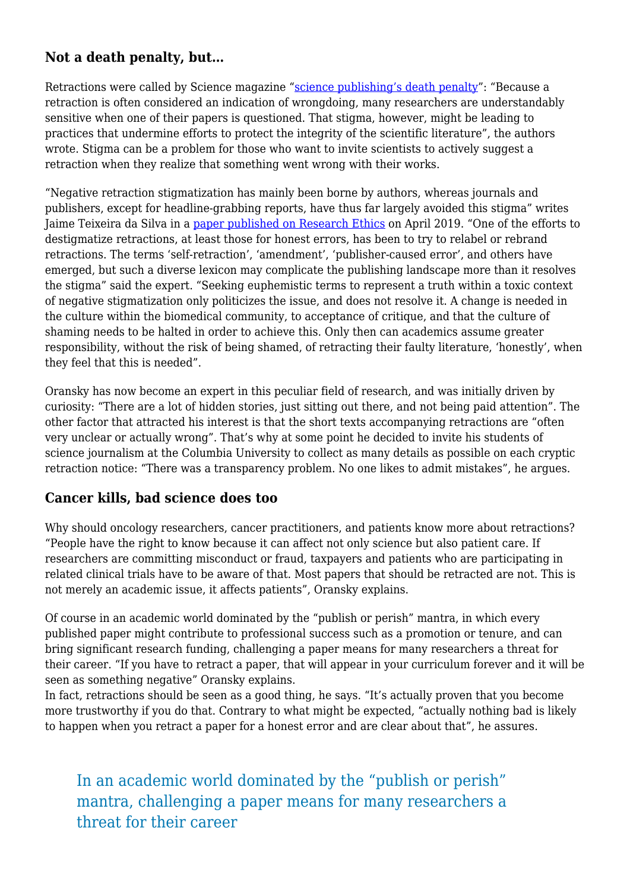## Not a death penalty, but…

Retractions were called by Science magazine "science publishing's death penalty": "Because a retraction is often considered an indication of wrongdoing, many researchers are understandably sensitive when one of their papers is questioned. That stigma, however, might be leading to practices that undermine efforts to protect the integrity of the scientific literature", the authors wrote. Stigma can be a problem for those who want to invite scientists to actively suggest a retraction when they realize that something went wrong with their works.

"Negative retraction stigmatization has mainly been borne by authors, whereas journals and publishers, except for headline-grabbing reports, have thus far largely avoided this stigma" writes Jaime Teixeira da Silva in a paper published on Research Ethics on April 2019. "One of the efforts to destigmatize retractions, at least those for honest errors, has been to try to relabel or rebrand retractions. The terms 'self-retraction', 'amendment', 'publisher-caused error', and others have emerged, but such a diverse lexicon may complicate the publishing landscape more than it resolves the stigma" said the expert. "Seeking euphemistic terms to represent a truth within a toxic context of negative stigmatization only politicizes the issue, and does not resolve it. A change is needed in the culture within the biomedical community, to acceptance of critique, and that the culture of shaming needs to be halted in order to achieve this. Only then can academics assume greater responsibility, without the risk of being shamed, of retracting their faulty literature, 'honestly', when they feel that this is needed".

Oransky has now become an expert in this peculiar field of research, and was initially driven by curiosity: "There are a lot of hidden stories, just sitting out there, and not being paid attention". The other factor that attracted his interest is that the short texts accompanying retractions are "often very unclear or actually wrong". That's why at some point he decided to invite his students of science journalism at the Columbia University to collect as many details as possible on each cryptic retraction notice: "There was a transparency problem. No one likes to admit mistakes", he argues.

## Cancer kills, bad science does too

Why should oncology researchers, cancer practitioners, and patients know more about retractions? "People have the right to know because it can affect not only science but also patient care. If researchers are committing misconduct or fraud, taxpayers and patients who are participating in related clinical trials have to be aware of that. Most papers that should be retracted are not. This is not merely an academic issue, it affects patients", Oransky explains.

Of course in an academic world dominated by the "publish or perish" mantra, in which every published paper might contribute to professional success such as a promotion or tenure, and can bring significant research funding, challenging a paper means for many researchers a threat for their career. "If you have to retract a paper, that will appear in your curriculum forever and it will be seen as something negative" Oransky explains.
In fact, retractions should be seen as a good thing, he says. "It's actually proven that you become more trustworthy if you do that. Contrary to what might be expected, "actually nothing bad is likely to happen when you retract a paper for a honest error and are clear about that", he assures.

> In an academic world dominated by the "publish or perish" mantra, challenging a paper means for many researchers a threat for their career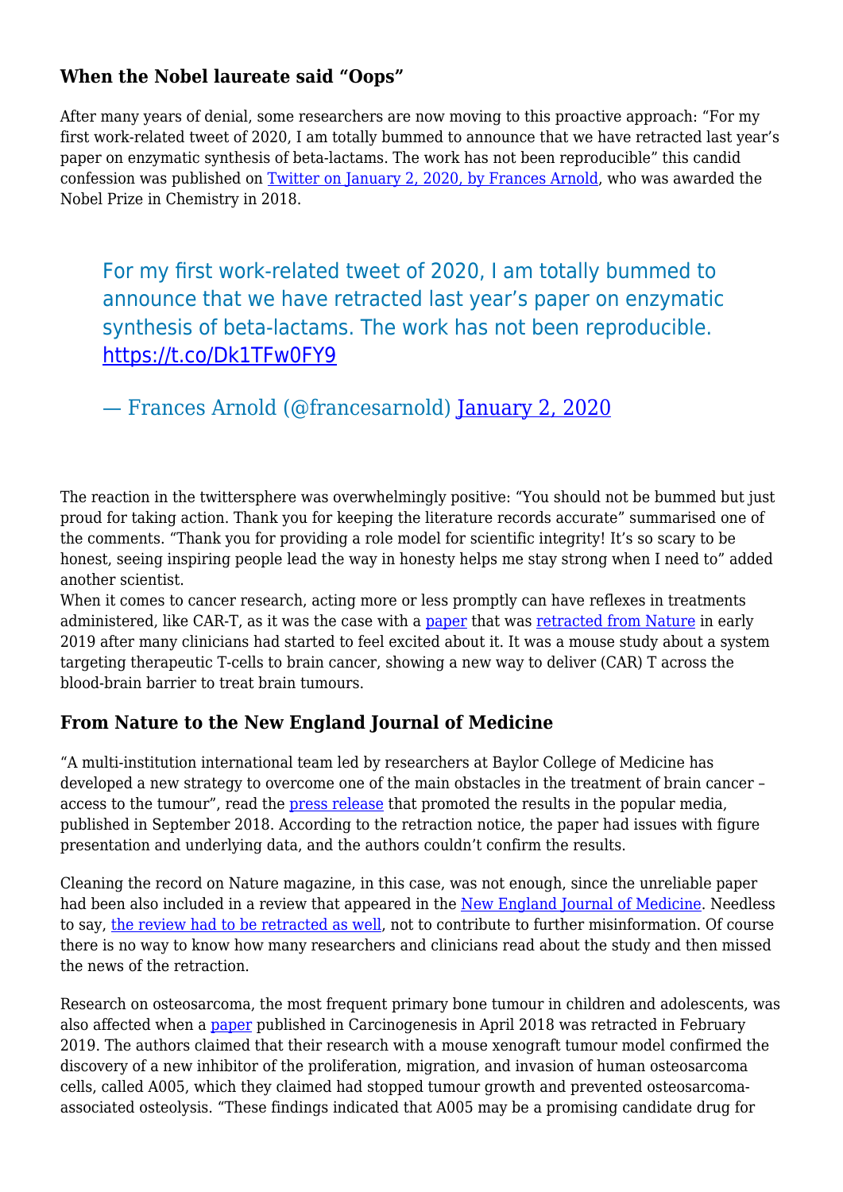### When the Nobel laureate said "Oops"

After many years of denial, some researchers are now moving to this proactive approach: "For my first work-related tweet of 2020, I am totally bummed to announce that we have retracted last year's paper on enzymatic synthesis of beta-lactams. The work has not been reproducible" this candid confession was published on Twitter on January 2, 2020, by Frances Arnold, who was awarded the Nobel Prize in Chemistry in 2018.

> For my first work-related tweet of 2020, I am totally bummed to announce that we have retracted last year's paper on enzymatic synthesis of beta-lactams. The work has not been reproducible. https://t.co/Dk1TFw0FY9
>
> — Frances Arnold (@francesarnold) January 2, 2020

The reaction in the twittersphere was overwhelmingly positive: "You should not be bummed but just proud for taking action. Thank you for keeping the literature records accurate" summarised one of the comments. "Thank you for providing a role model for scientific integrity! It's so scary to be honest, seeing inspiring people lead the way in honesty helps me stay strong when I need to" added another scientist.

When it comes to cancer research, acting more or less promptly can have reflexes in treatments administered, like CAR-T, as it was the case with a paper that was retracted from Nature in early 2019 after many clinicians had started to feel excited about it. It was a mouse study about a system targeting therapeutic T-cells to brain cancer, showing a new way to deliver (CAR) T across the blood-brain barrier to treat brain tumours.

### From Nature to the New England Journal of Medicine

"A multi-institution international team led by researchers at Baylor College of Medicine has developed a new strategy to overcome one of the main obstacles in the treatment of brain cancer – access to the tumour", read the press release that promoted the results in the popular media, published in September 2018. According to the retraction notice, the paper had issues with figure presentation and underlying data, and the authors couldn't confirm the results.

Cleaning the record on Nature magazine, in this case, was not enough, since the unreliable paper had been also included in a review that appeared in the New England Journal of Medicine. Needless to say, the review had to be retracted as well, not to contribute to further misinformation. Of course there is no way to know how many researchers and clinicians read about the study and then missed the news of the retraction.

Research on osteosarcoma, the most frequent primary bone tumour in children and adolescents, was also affected when a paper published in Carcinogenesis in April 2018 was retracted in February 2019. The authors claimed that their research with a mouse xenograft tumour model confirmed the discovery of a new inhibitor of the proliferation, migration, and invasion of human osteosarcoma cells, called A005, which they claimed had stopped tumour growth and prevented osteosarcoma-associated osteolysis. "These findings indicated that A005 may be a promising candidate drug for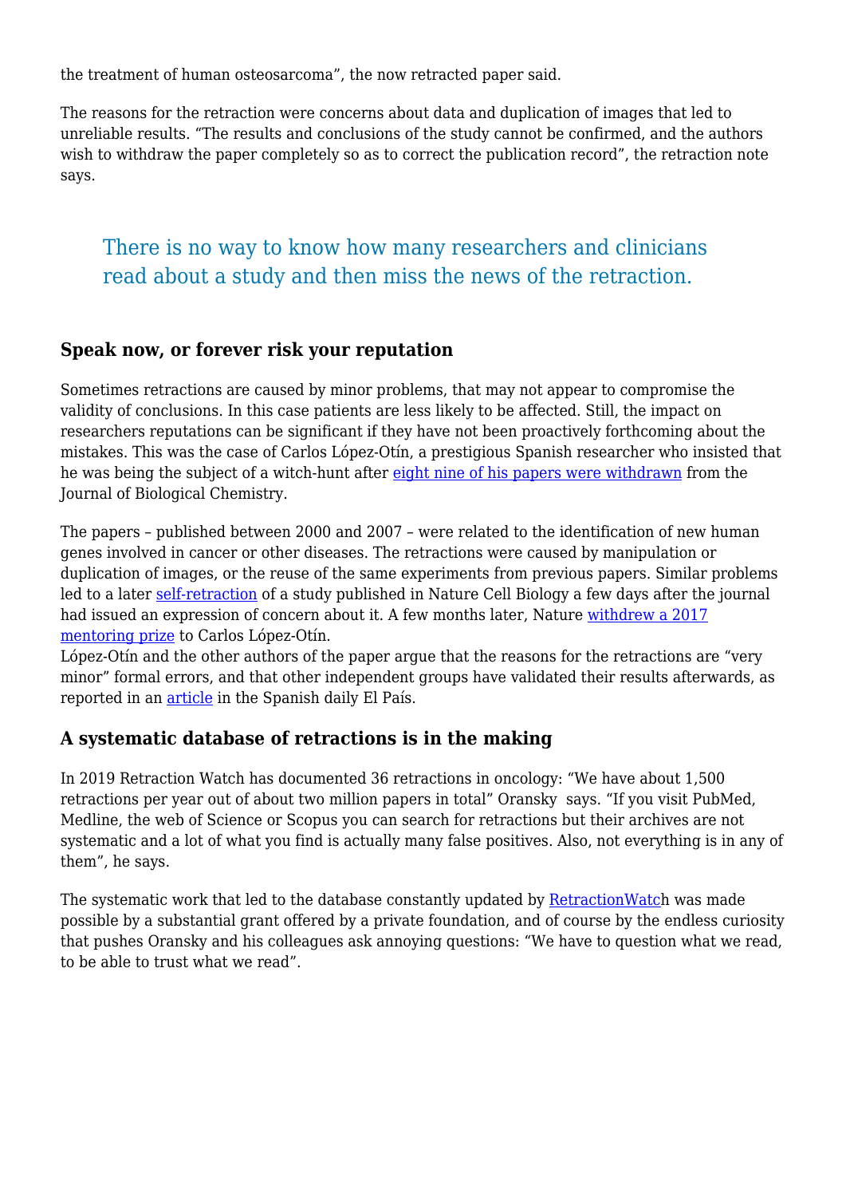the treatment of human osteosarcoma", the now retracted paper said.

The reasons for the retraction were concerns about data and duplication of images that led to unreliable results. "The results and conclusions of the study cannot be confirmed, and the authors wish to withdraw the paper completely so as to correct the publication record", the retraction note says.

> There is no way to know how many researchers and clinicians read about a study and then miss the news of the retraction.

### Speak now, or forever risk your reputation

Sometimes retractions are caused by minor problems, that may not appear to compromise the validity of conclusions. In this case patients are less likely to be affected. Still, the impact on researchers reputations can be significant if they have not been proactively forthcoming about the mistakes. This was the case of Carlos López-Otín, a prestigious Spanish researcher who insisted that he was being the subject of a witch-hunt after eight nine of his papers were withdrawn from the Journal of Biological Chemistry.

The papers – published between 2000 and 2007 – were related to the identification of new human genes involved in cancer or other diseases. The retractions were caused by manipulation or duplication of images, or the reuse of the same experiments from previous papers. Similar problems led to a later self-retraction of a study published in Nature Cell Biology a few days after the journal had issued an expression of concern about it. A few months later, Nature withdrew a 2017 mentoring prize to Carlos López-Otín.
López-Otín and the other authors of the paper argue that the reasons for the retractions are "very minor" formal errors, and that other independent groups have validated their results afterwards, as reported in an article in the Spanish daily El País.

### A systematic database of retractions is in the making

In 2019 Retraction Watch has documented 36 retractions in oncology: "We have about 1,500 retractions per year out of about two million papers in total" Oransky says. "If you visit PubMed, Medline, the web of Science or Scopus you can search for retractions but their archives are not systematic and a lot of what you find is actually many false positives. Also, not everything is in any of them", he says.

The systematic work that led to the database constantly updated by RetractionWatch was made possible by a substantial grant offered by a private foundation, and of course by the endless curiosity that pushes Oransky and his colleagues ask annoying questions: "We have to question what we read, to be able to trust what we read".